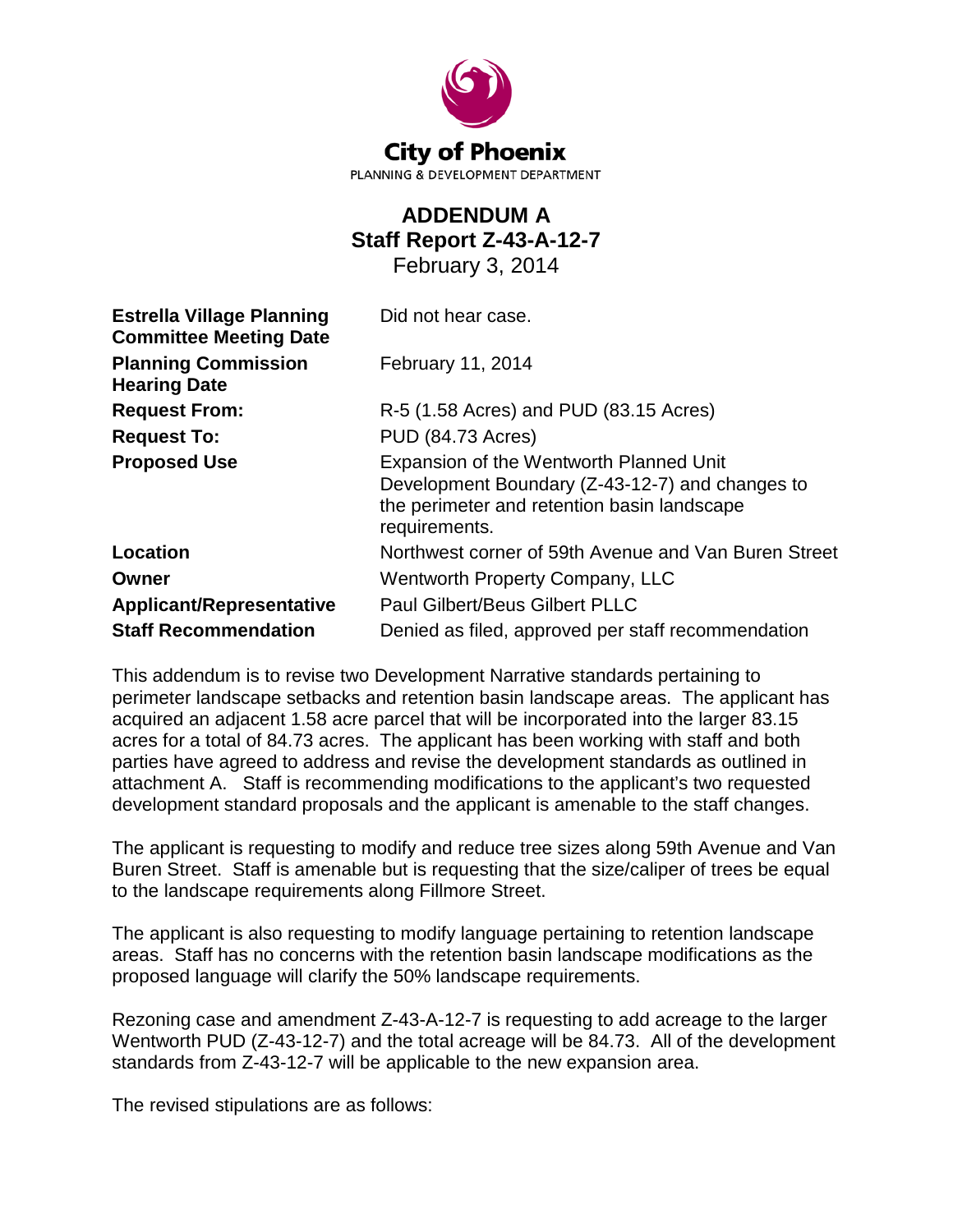**City of Phoenix**
PLANNING & DEVELOPMENT DEPARTMENT

# ADDENDUM A
## Staff Report Z-43-A-12-7
February 3, 2014

| | |
|---|---|
| **Estrella Village Planning Committee Meeting Date** | Did not hear case. |
| **Planning Commission Hearing Date** | February 11, 2014 |
| **Request From:** | R-5 (1.58 Acres) and PUD (83.15 Acres) |
| **Request To:** | PUD (84.73 Acres) |
| **Proposed Use** | Expansion of the Wentworth Planned Unit Development Boundary (Z-43-12-7) and changes to the perimeter and retention basin landscape requirements. |
| **Location** | Northwest corner of 59th Avenue and Van Buren Street |
| **Owner** | Wentworth Property Company, LLC |
| **Applicant/Representative** | Paul Gilbert/Beus Gilbert PLLC |
| **Staff Recommendation** | Denied as filed, approved per staff recommendation |

This addendum is to revise two Development Narrative standards pertaining to perimeter landscape setbacks and retention basin landscape areas. The applicant has acquired an adjacent 1.58 acre parcel that will be incorporated into the larger 83.15 acres for a total of 84.73 acres. The applicant has been working with staff and both parties have agreed to address and revise the development standards as outlined in attachment A. Staff is recommending modifications to the applicant's two requested development standard proposals and the applicant is amenable to the staff changes.

The applicant is requesting to modify and reduce tree sizes along 59th Avenue and Van Buren Street. Staff is amenable but is requesting that the size/caliper of trees be equal to the landscape requirements along Fillmore Street.

The applicant is also requesting to modify language pertaining to retention landscape areas. Staff has no concerns with the retention basin landscape modifications as the proposed language will clarify the 50% landscape requirements.

Rezoning case and amendment Z-43-A-12-7 is requesting to add acreage to the larger Wentworth PUD (Z-43-12-7) and the total acreage will be 84.73. All of the development standards from Z-43-12-7 will be applicable to the new expansion area.

The revised stipulations are as follows: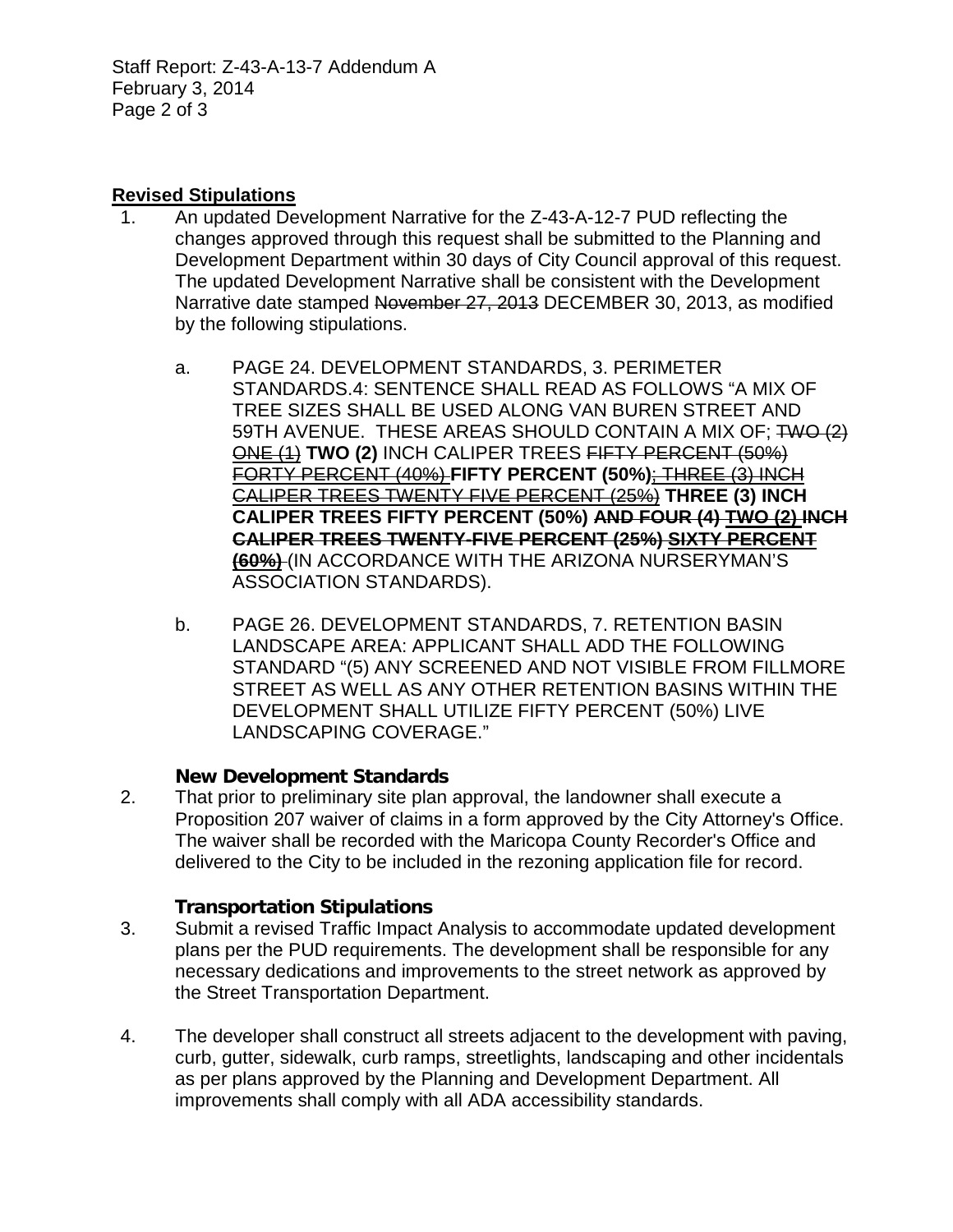## Revised Stipulations

1. An updated Development Narrative for the Z-43-A-12-7 PUD reflecting the changes approved through this request shall be submitted to the Planning and Development Department within 30 days of City Council approval of this request. The updated Development Narrative shall be consistent with the Development Narrative date stamped ~~November 27, 2013~~ DECEMBER 30, 2013, as modified by the following stipulations.

    a. PAGE 24. DEVELOPMENT STANDARDS, 3. PERIMETER STANDARDS.4: SENTENCE SHALL READ AS FOLLOWS "A MIX OF TREE SIZES SHALL BE USED ALONG VAN BUREN STREET AND 59TH AVENUE. THESE AREAS SHOULD CONTAIN A MIX OF; ~~TWO (2)~~ ~~ONE (1)~~ **TWO (2)** INCH CALIPER TREES ~~FIFTY PERCENT (50%)~~ ~~FORTY PERCENT (40%)~~ **FIFTY PERCENT (50%)**~~; THREE (3) INCH CALIPER TREES TWENTY FIVE PERCENT (25%)~~ **THREE (3) INCH CALIPER TREES FIFTY PERCENT (50%)** **~~AND FOUR (4)~~** ~~TWO (2)~~ **~~INCH CALIPER TREES TWENTY-FIVE PERCENT (25%)~~** ~~SIXTY PERCENT (60%)~~ (IN ACCORDANCE WITH THE ARIZONA NURSERYMAN'S ASSOCIATION STANDARDS).

    b. PAGE 26. DEVELOPMENT STANDARDS, 7. RETENTION BASIN LANDSCAPE AREA: APPLICANT SHALL ADD THE FOLLOWING STANDARD "(5) ANY SCREENED AND NOT VISIBLE FROM FILLMORE STREET AS WELL AS ANY OTHER RETENTION BASINS WITHIN THE DEVELOPMENT SHALL UTILIZE FIFTY PERCENT (50%) LIVE LANDSCAPING COVERAGE."

### New Development Standards

2. That prior to preliminary site plan approval, the landowner shall execute a Proposition 207 waiver of claims in a form approved by the City Attorney's Office. The waiver shall be recorded with the Maricopa County Recorder's Office and delivered to the City to be included in the rezoning application file for record.

### Transportation Stipulations

3. Submit a revised Traffic Impact Analysis to accommodate updated development plans per the PUD requirements. The development shall be responsible for any necessary dedications and improvements to the street network as approved by the Street Transportation Department.

4. The developer shall construct all streets adjacent to the development with paving, curb, gutter, sidewalk, curb ramps, streetlights, landscaping and other incidentals as per plans approved by the Planning and Development Department. All improvements shall comply with all ADA accessibility standards.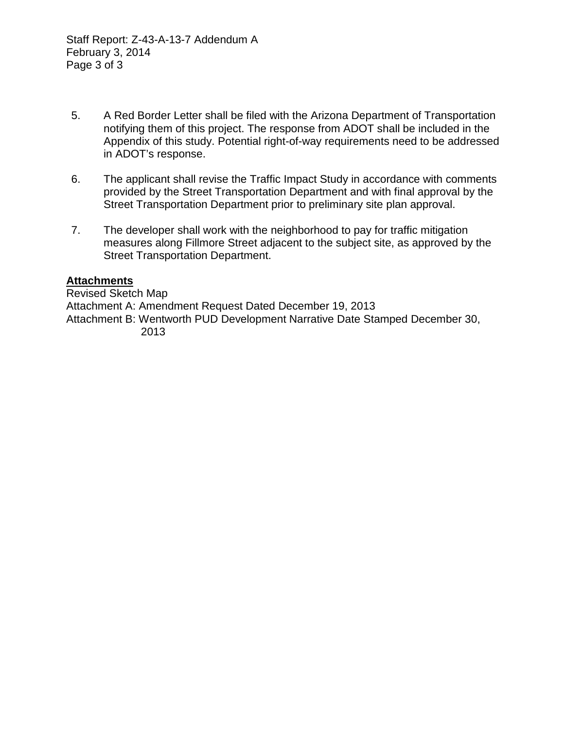5. A Red Border Letter shall be filed with the Arizona Department of Transportation notifying them of this project. The response from ADOT shall be included in the Appendix of this study. Potential right-of-way requirements need to be addressed in ADOT's response.

6. The applicant shall revise the Traffic Impact Study in accordance with comments provided by the Street Transportation Department and with final approval by the Street Transportation Department prior to preliminary site plan approval.

7. The developer shall work with the neighborhood to pay for traffic mitigation measures along Fillmore Street adjacent to the subject site, as approved by the Street Transportation Department.

**Attachments**

Revised Sketch Map
Attachment A: Amendment Request Dated December 19, 2013
Attachment B: Wentworth PUD Development Narrative Date Stamped December 30, 2013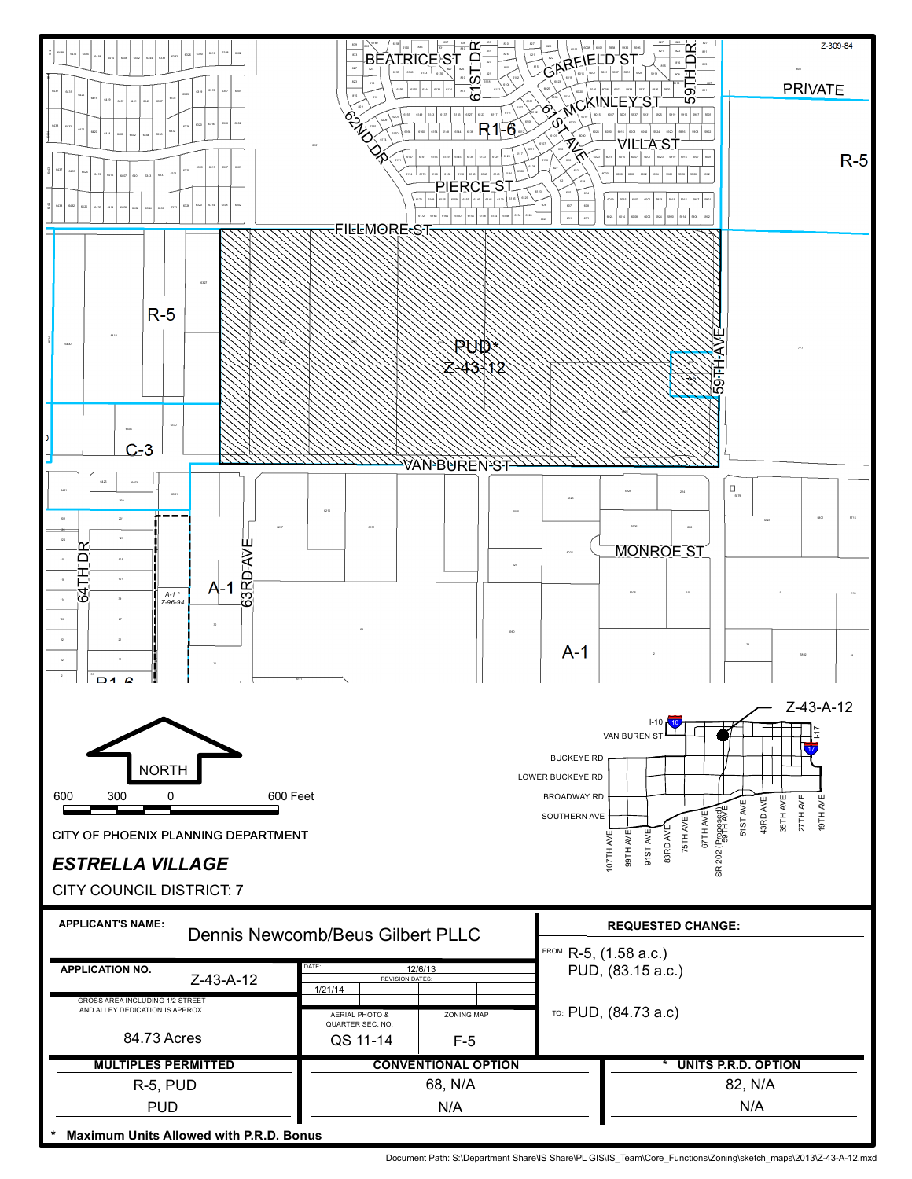Z-309-84

CITY OF PHOENIX PLANNING DEPARTMENT

***ESTRELLA VILLAGE***

CITY COUNCIL DISTRICT: 7

Z-43-A-12

| APPLICANT'S NAME: Dennis Newcomb/Beus Gilbert PLLC | | | REQUESTED CHANGE: |
|---|---|---|---|
| APPLICATION NO. Z-43-A-12 | DATE: 12/6/13 REVISION DATES: 1/21/14 | | FROM: R-5, (1.58 a.c.) PUD, (83.15 a.c.) |
| GROSS AREA INCLUDING 1/2 STREET AND ALLEY DEDICATION IS APPROX. 84.73 Acres | AERIAL PHOTO & QUARTER SEC. NO. QS 11-14 | ZONING MAP F-5 | TO: PUD, (84.73 a.c) |

| MULTIPLES PERMITTED | CONVENTIONAL OPTION | * UNITS P.R.D. OPTION |
|---|---|---|
| R-5, PUD | 68, N/A | 82, N/A |
| PUD | N/A | N/A |

\* **Maximum Units Allowed with P.R.D. Bonus**

Document Path: S:\Department Share\IS Share\PL GIS\IS_Team\Core_Functions\Zoning\sketch_maps\2013\Z-43-A-12.mxd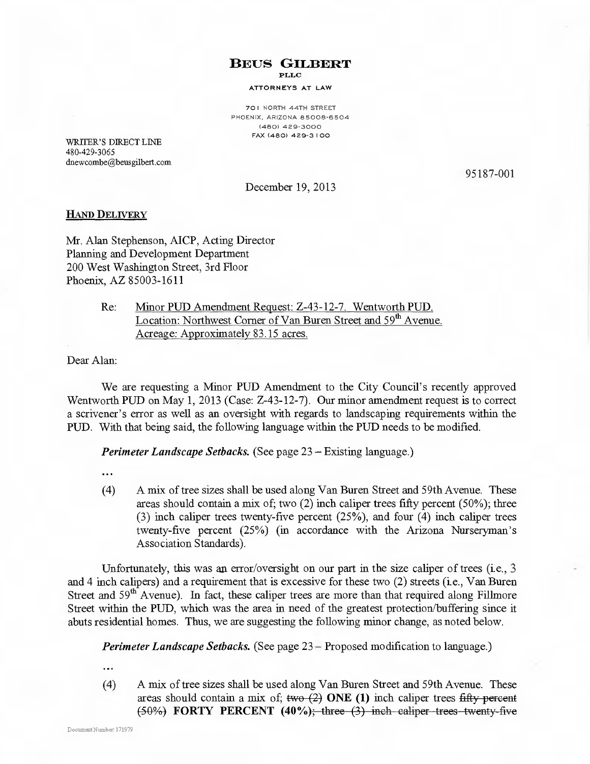# BEUS GILBERT

PLLC

ATTORNEYS AT LAW

701 NORTH 44TH STREET
PHOENIX, ARIZONA 85008-6504
(480) 429-3000
FAX (480) 429-3100

WRITER'S DIRECT LINE
480-429-3065
dnewcombe@beusgilbert.com

95187-001

December 19, 2013

<u>**HAND DELIVERY**</u>

Mr. Alan Stephenson, AICP, Acting Director
Planning and Development Department
200 West Washington Street, 3rd Floor
Phoenix, AZ 85003-1611

Re: <u>Minor PUD Amendment Request: Z-43-12-7. Wentworth PUD.</u>
<u>Location: Northwest Corner of Van Buren Street and 59th Avenue.</u>
<u>Acreage: Approximately 83.15 acres.</u>

Dear Alan:

We are requesting a Minor PUD Amendment to the City Council's recently approved Wentworth PUD on May 1, 2013 (Case: Z-43-12-7). Our minor amendment request is to correct a scrivener's error as well as an oversight with regards to landscaping requirements within the PUD. With that being said, the following language within the PUD needs to be modified.

***Perimeter Landscape Setbacks.*** (See page 23 – Existing language.)

...

(4) A mix of tree sizes shall be used along Van Buren Street and 59th Avenue. These areas should contain a mix of; two (2) inch caliper trees fifty percent (50%); three (3) inch caliper trees twenty-five percent (25%), and four (4) inch caliper trees twenty-five percent (25%) (in accordance with the Arizona Nurseryman's Association Standards).

Unfortunately, this was an error/oversight on our part in the size caliper of trees (i.e., 3 and 4 inch calipers) and a requirement that is excessive for these two (2) streets (i.e., Van Buren Street and 59th Avenue). In fact, these caliper trees are more than that required along Fillmore Street within the PUD, which was the area in need of the greatest protection/buffering since it abuts residential homes. Thus, we are suggesting the following minor change, as noted below.

***Perimeter Landscape Setbacks.*** (See page 23 – Proposed modification to language.)

...

(4) A mix of tree sizes shall be used along Van Buren Street and 59th Avenue. These areas should contain a mix of; ~~two (2)~~ **ONE (1)** inch caliper trees ~~fifty percent (50%)~~ **FORTY PERCENT (40%)**~~; three (3) inch caliper trees twenty-five~~

Document Number: 171979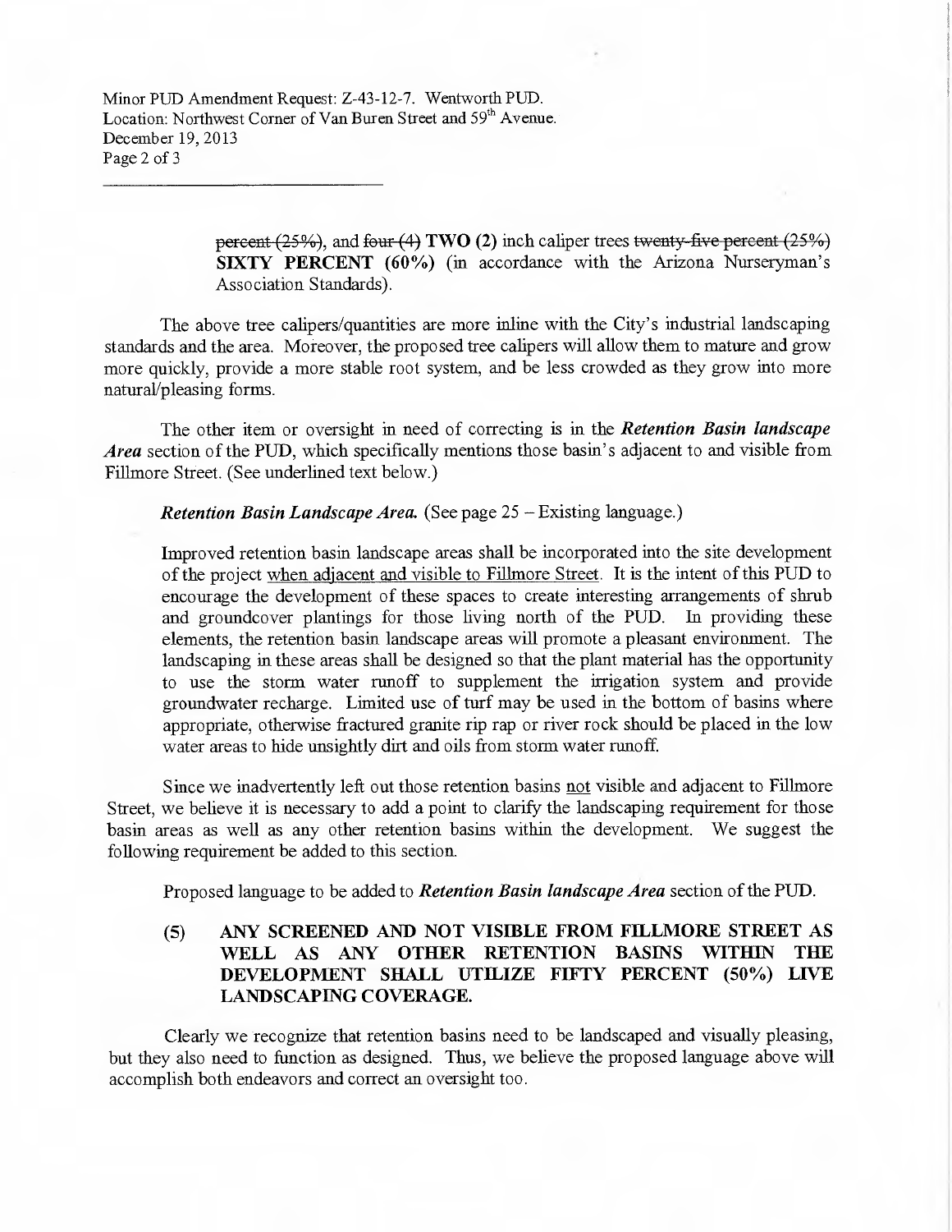~~percent (25%)~~, and ~~four (4)~~ **TWO (2)** inch caliper trees ~~twenty-five percent (25%)~~ **SIXTY PERCENT (60%)** (in accordance with the Arizona Nurseryman's Association Standards).

The above tree calipers/quantities are more inline with the City's industrial landscaping standards and the area. Moreover, the proposed tree calipers will allow them to mature and grow more quickly, provide a more stable root system, and be less crowded as they grow into more natural/pleasing forms.

The other item or oversight in need of correcting is in the ***Retention Basin landscape Area*** section of the PUD, which specifically mentions those basin's adjacent to and visible from Fillmore Street. (See underlined text below.)

***Retention Basin Landscape Area.*** (See page 25 – Existing language.)

Improved retention basin landscape areas shall be incorporated into the site development of the project <u>when adjacent and visible to Fillmore Street</u>. It is the intent of this PUD to encourage the development of these spaces to create interesting arrangements of shrub and groundcover plantings for those living north of the PUD. In providing these elements, the retention basin landscape areas will promote a pleasant environment. The landscaping in these areas shall be designed so that the plant material has the opportunity to use the storm water runoff to supplement the irrigation system and provide groundwater recharge. Limited use of turf may be used in the bottom of basins where appropriate, otherwise fractured granite rip rap or river rock should be placed in the low water areas to hide unsightly dirt and oils from storm water runoff.

Since we inadvertently left out those retention basins <u>not</u> visible and adjacent to Fillmore Street, we believe it is necessary to add a point to clarify the landscaping requirement for those basin areas as well as any other retention basins within the development. We suggest the following requirement be added to this section.

Proposed language to be added to ***Retention Basin landscape Area*** section of the PUD.

(5) **ANY SCREENED AND NOT VISIBLE FROM FILLMORE STREET AS WELL AS ANY OTHER RETENTION BASINS WITHIN THE DEVELOPMENT SHALL UTILIZE FIFTY PERCENT (50%) LIVE LANDSCAPING COVERAGE.**

Clearly we recognize that retention basins need to be landscaped and visually pleasing, but they also need to function as designed. Thus, we believe the proposed language above will accomplish both endeavors and correct an oversight too.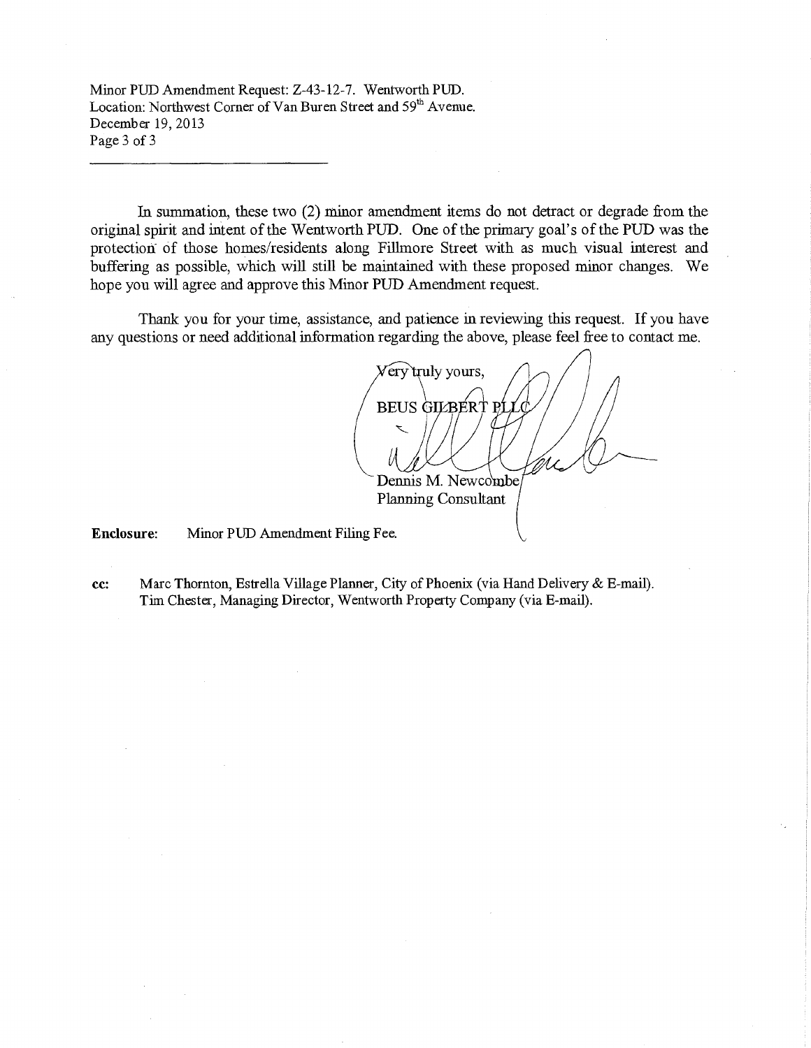In summation, these two (2) minor amendment items do not detract or degrade from the original spirit and intent of the Wentworth PUD. One of the primary goal's of the PUD was the protection of those homes/residents along Fillmore Street with as much visual interest and buffering as possible, which will still be maintained with these proposed minor changes. We hope you will agree and approve this Minor PUD Amendment request.

Thank you for your time, assistance, and patience in reviewing this request. If you have any questions or need additional information regarding the above, please feel free to contact me.

Very truly yours,

BEUS GILBERT PLLC

Dennis M. Newcombe
Planning Consultant

**Enclosure:** Minor PUD Amendment Filing Fee.

**cc:** Marc Thornton, Estrella Village Planner, City of Phoenix (via Hand Delivery & E-mail).
Tim Chester, Managing Director, Wentworth Property Company (via E-mail).